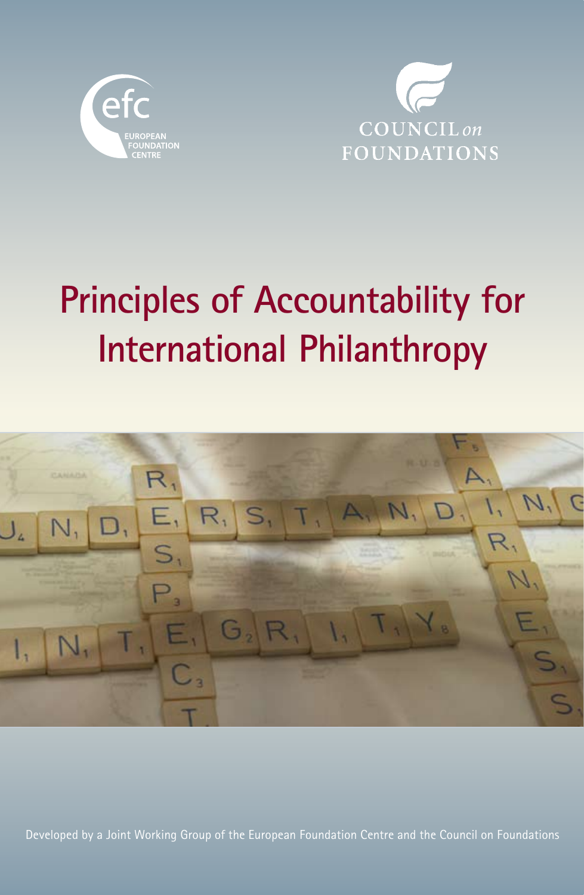efc EUROPEAN FOUNDATION CENTRE

COUNCIL on FOUNDATIONS

# Principles of Accountability for International Philanthropy

Developed by a Joint Working Group of the European Foundation Centre and the Council on Foundations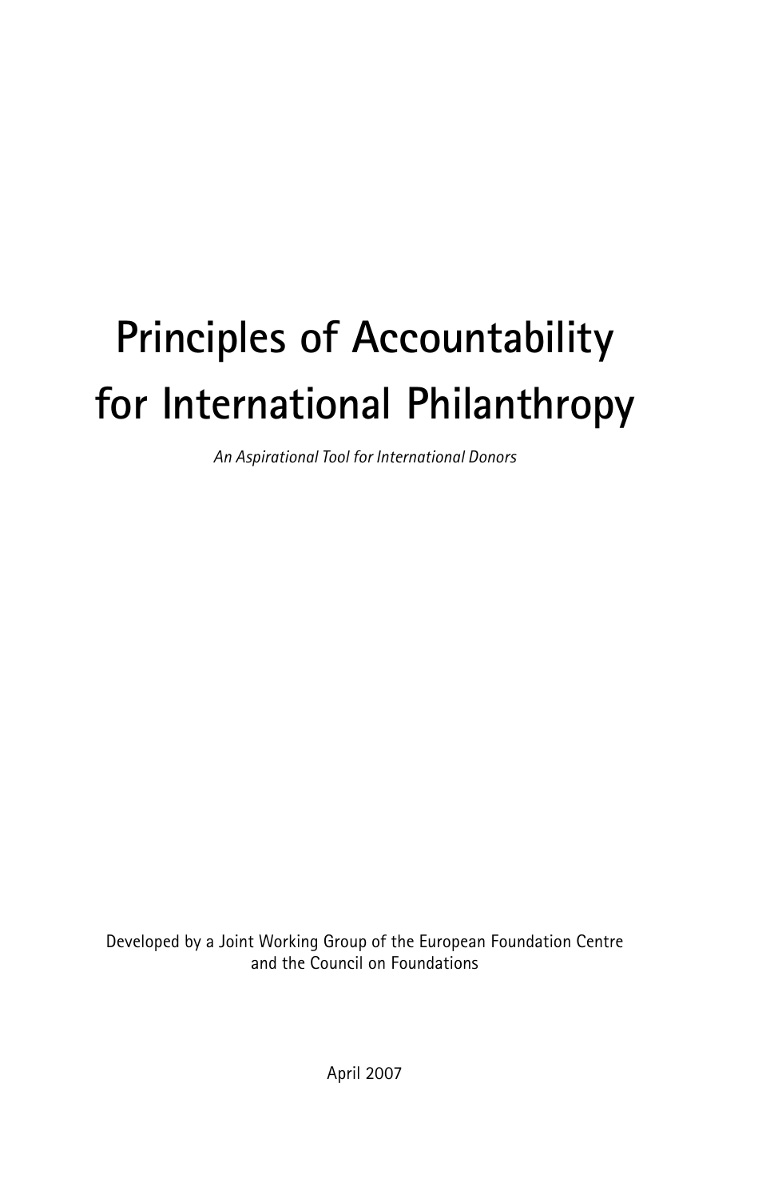# Principles of Accountability for International Philanthropy

*An Aspirational Tool for International Donors*

Developed by a Joint Working Group of the European Foundation Centre and the Council on Foundations

April 2007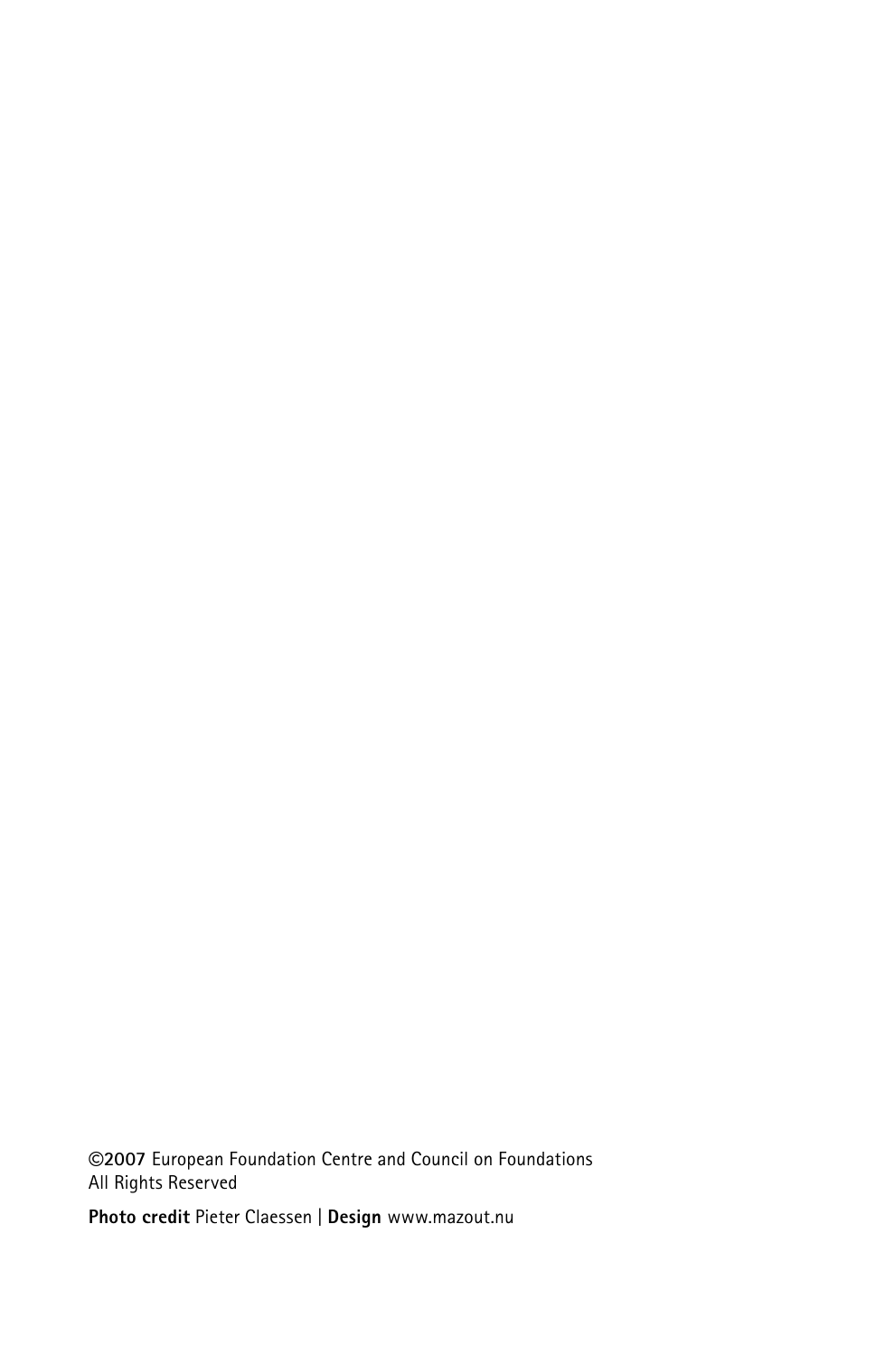**©2007** European Foundation Centre and Council on Foundations
All Rights Reserved

**Photo credit** Pieter Claessen | **Design** www.mazout.nu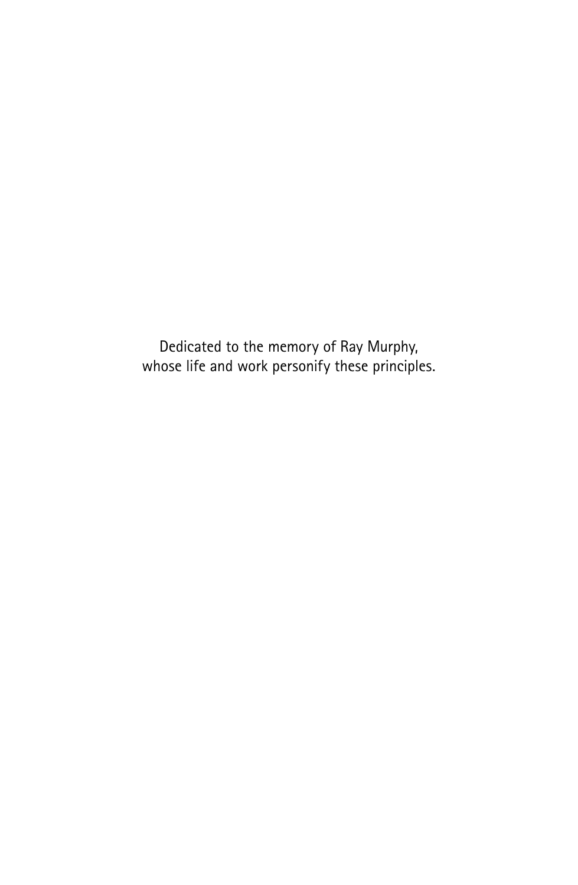Dedicated to the memory of Ray Murphy,
whose life and work personify these principles.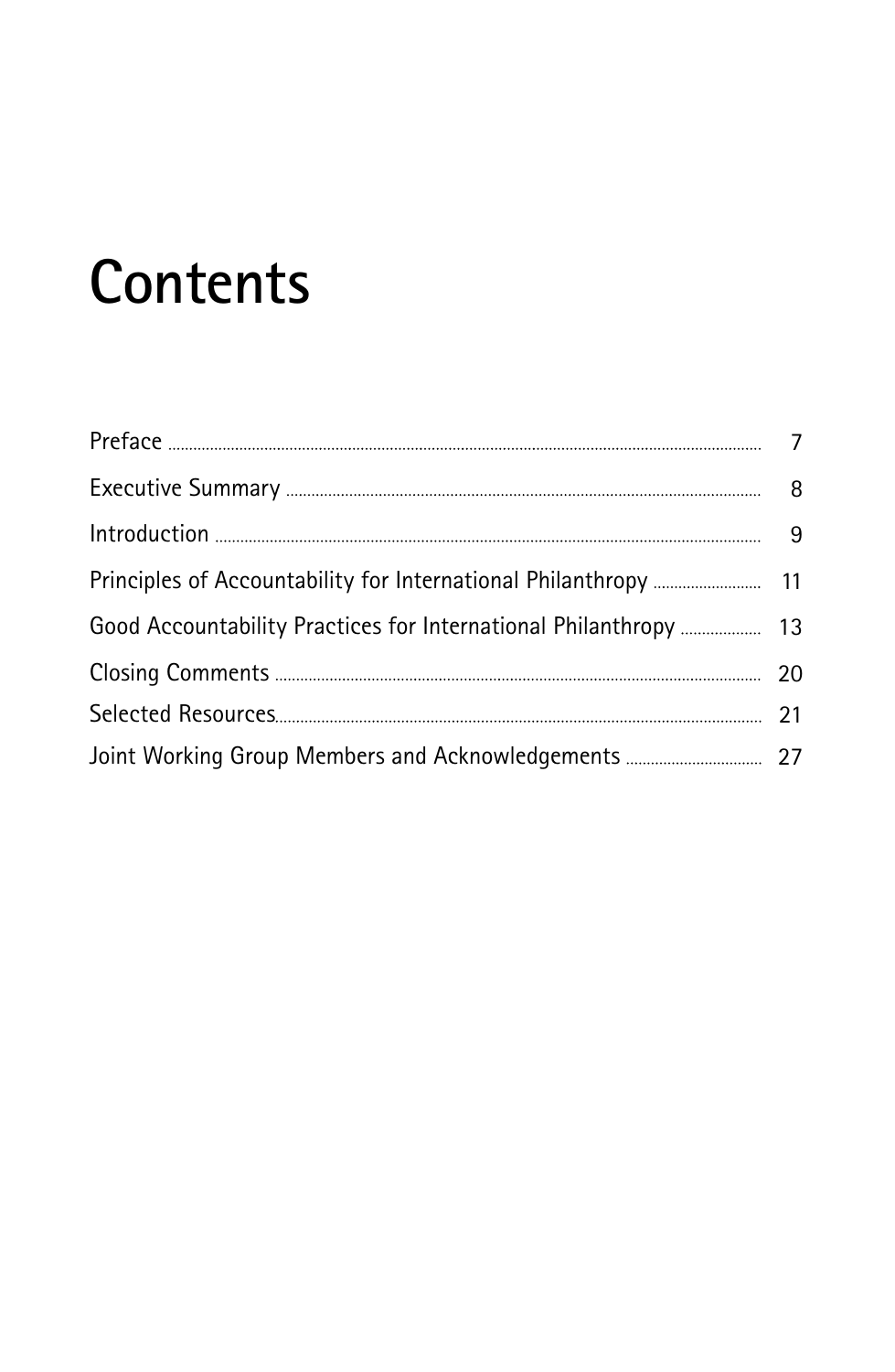# Contents

| | |
|---|---|
| Preface | 7 |
| Executive Summary | 8 |
| Introduction | 9 |
| Principles of Accountability for International Philanthropy | 11 |
| Good Accountability Practices for International Philanthropy | 13 |
| Closing Comments | 20 |
| Selected Resources | 21 |
| Joint Working Group Members and Acknowledgements | 27 |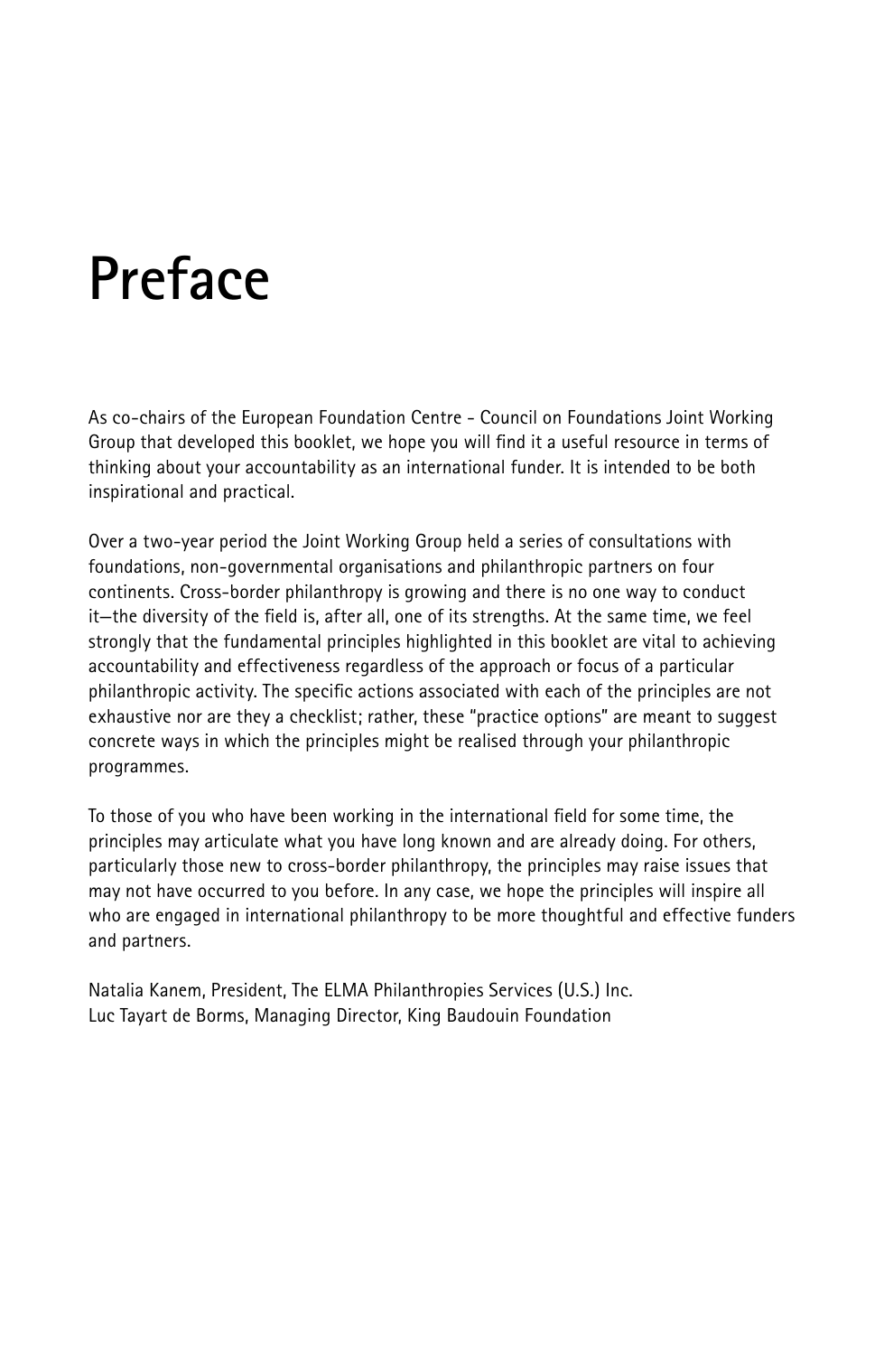# Preface

As co-chairs of the European Foundation Centre - Council on Foundations Joint Working Group that developed this booklet, we hope you will find it a useful resource in terms of thinking about your accountability as an international funder. It is intended to be both inspirational and practical.

Over a two-year period the Joint Working Group held a series of consultations with foundations, non-governmental organisations and philanthropic partners on four continents. Cross-border philanthropy is growing and there is no one way to conduct it—the diversity of the field is, after all, one of its strengths. At the same time, we feel strongly that the fundamental principles highlighted in this booklet are vital to achieving accountability and effectiveness regardless of the approach or focus of a particular philanthropic activity. The specific actions associated with each of the principles are not exhaustive nor are they a checklist; rather, these "practice options" are meant to suggest concrete ways in which the principles might be realised through your philanthropic programmes.

To those of you who have been working in the international field for some time, the principles may articulate what you have long known and are already doing. For others, particularly those new to cross-border philanthropy, the principles may raise issues that may not have occurred to you before. In any case, we hope the principles will inspire all who are engaged in international philanthropy to be more thoughtful and effective funders and partners.

Natalia Kanem, President, The ELMA Philanthropies Services (U.S.) Inc.
Luc Tayart de Borms, Managing Director, King Baudouin Foundation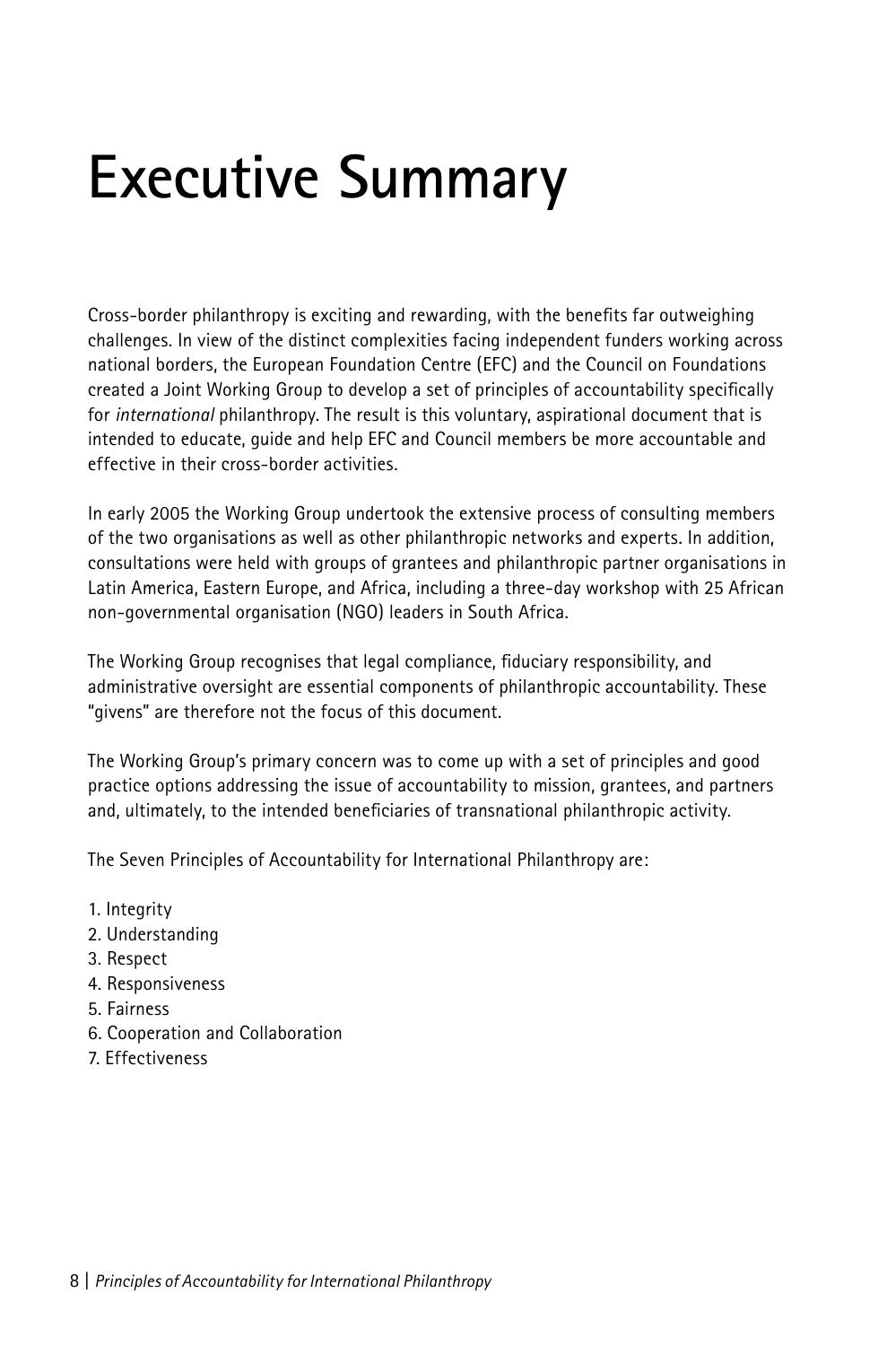# Executive Summary

Cross-border philanthropy is exciting and rewarding, with the benefits far outweighing challenges. In view of the distinct complexities facing independent funders working across national borders, the European Foundation Centre (EFC) and the Council on Foundations created a Joint Working Group to develop a set of principles of accountability specifically for *international* philanthropy. The result is this voluntary, aspirational document that is intended to educate, guide and help EFC and Council members be more accountable and effective in their cross-border activities.

In early 2005 the Working Group undertook the extensive process of consulting members of the two organisations as well as other philanthropic networks and experts. In addition, consultations were held with groups of grantees and philanthropic partner organisations in Latin America, Eastern Europe, and Africa, including a three-day workshop with 25 African non-governmental organisation (NGO) leaders in South Africa.

The Working Group recognises that legal compliance, fiduciary responsibility, and administrative oversight are essential components of philanthropic accountability. These "givens" are therefore not the focus of this document.

The Working Group's primary concern was to come up with a set of principles and good practice options addressing the issue of accountability to mission, grantees, and partners and, ultimately, to the intended beneficiaries of transnational philanthropic activity.

The Seven Principles of Accountability for International Philanthropy are:

1. Integrity
2. Understanding
3. Respect
4. Responsiveness
5. Fairness
6. Cooperation and Collaboration
7. Effectiveness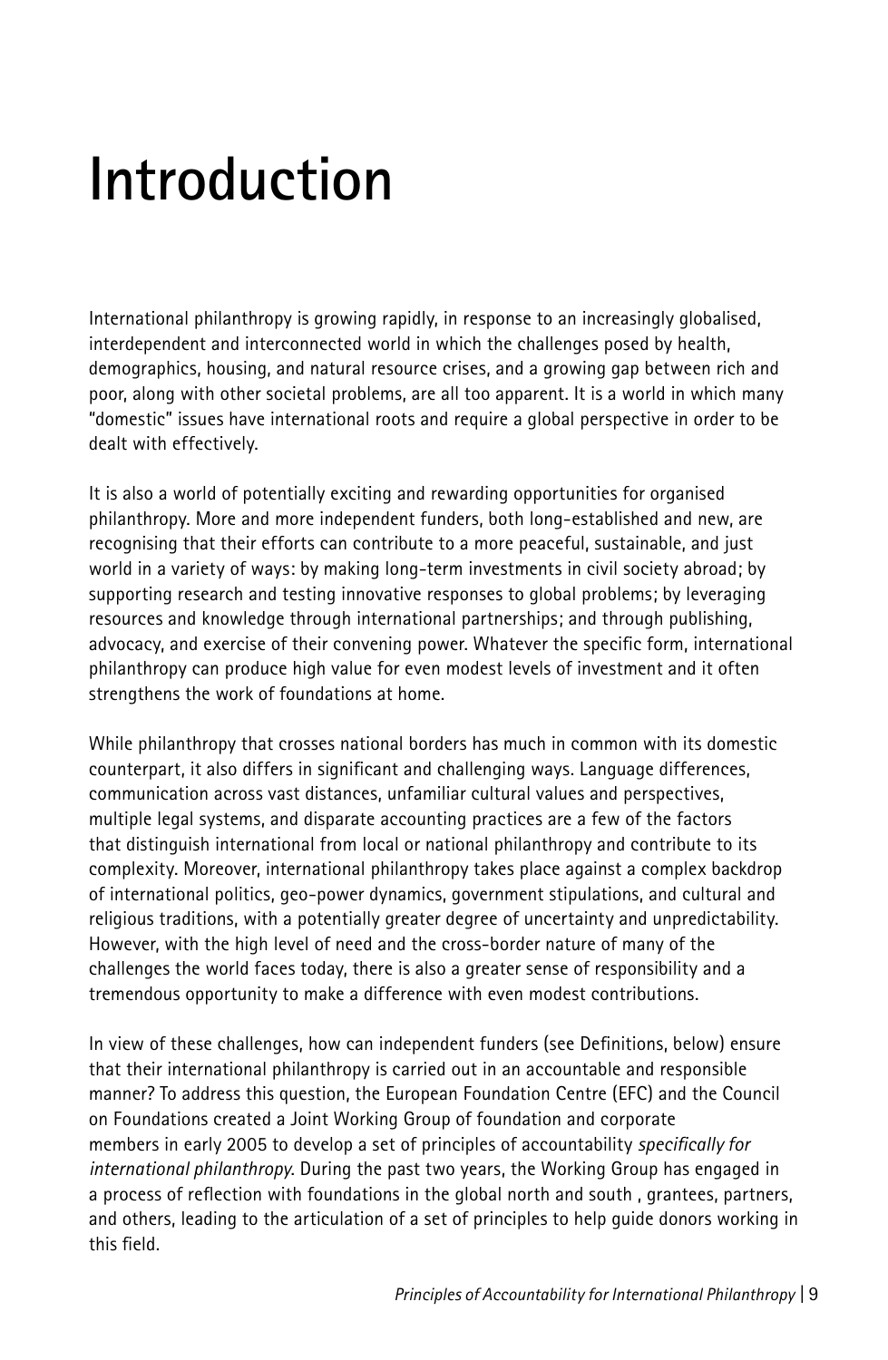# Introduction

International philanthropy is growing rapidly, in response to an increasingly globalised, interdependent and interconnected world in which the challenges posed by health, demographics, housing, and natural resource crises, and a growing gap between rich and poor, along with other societal problems, are all too apparent. It is a world in which many "domestic" issues have international roots and require a global perspective in order to be dealt with effectively.

It is also a world of potentially exciting and rewarding opportunities for organised philanthropy. More and more independent funders, both long-established and new, are recognising that their efforts can contribute to a more peaceful, sustainable, and just world in a variety of ways: by making long-term investments in civil society abroad; by supporting research and testing innovative responses to global problems; by leveraging resources and knowledge through international partnerships; and through publishing, advocacy, and exercise of their convening power. Whatever the specific form, international philanthropy can produce high value for even modest levels of investment and it often strengthens the work of foundations at home.

While philanthropy that crosses national borders has much in common with its domestic counterpart, it also differs in significant and challenging ways. Language differences, communication across vast distances, unfamiliar cultural values and perspectives, multiple legal systems, and disparate accounting practices are a few of the factors that distinguish international from local or national philanthropy and contribute to its complexity. Moreover, international philanthropy takes place against a complex backdrop of international politics, geo-power dynamics, government stipulations, and cultural and religious traditions, with a potentially greater degree of uncertainty and unpredictability. However, with the high level of need and the cross-border nature of many of the challenges the world faces today, there is also a greater sense of responsibility and a tremendous opportunity to make a difference with even modest contributions.

In view of these challenges, how can independent funders (see Definitions, below) ensure that their international philanthropy is carried out in an accountable and responsible manner? To address this question, the European Foundation Centre (EFC) and the Council on Foundations created a Joint Working Group of foundation and corporate members in early 2005 to develop a set of principles of accountability *specifically for international philanthropy*. During the past two years, the Working Group has engaged in a process of reflection with foundations in the global north and south , grantees, partners, and others, leading to the articulation of a set of principles to help guide donors working in this field.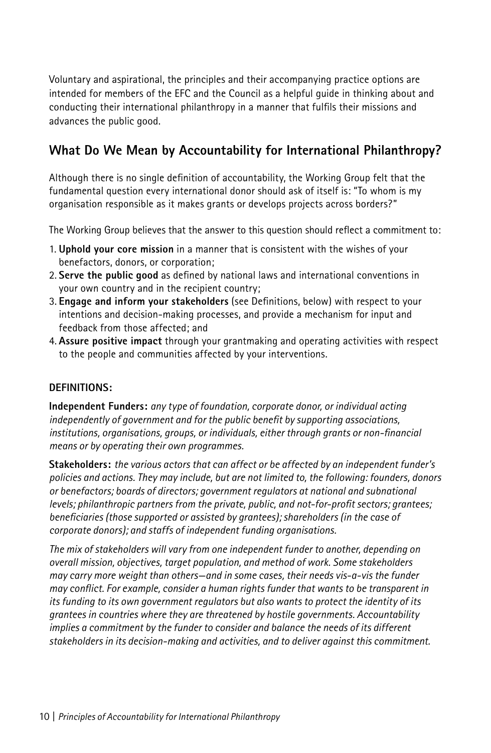Voluntary and aspirational, the principles and their accompanying practice options are intended for members of the EFC and the Council as a helpful guide in thinking about and conducting their international philanthropy in a manner that fulfils their missions and advances the public good.

## What Do We Mean by Accountability for International Philanthropy?

Although there is no single definition of accountability, the Working Group felt that the fundamental question every international donor should ask of itself is: "To whom is my organisation responsible as it makes grants or develops projects across borders?"

The Working Group believes that the answer to this question should reflect a commitment to:

1. **Uphold your core mission** in a manner that is consistent with the wishes of your benefactors, donors, or corporation;
2. **Serve the public good** as defined by national laws and international conventions in your own country and in the recipient country;
3. **Engage and inform your stakeholders** (see Definitions, below) with respect to your intentions and decision-making processes, and provide a mechanism for input and feedback from those affected; and
4. **Assure positive impact** through your grantmaking and operating activities with respect to the people and communities affected by your interventions.

### DEFINITIONS:

**Independent Funders:** *any type of foundation, corporate donor, or individual acting independently of government and for the public benefit by supporting associations, institutions, organisations, groups, or individuals, either through grants or non-financial means or by operating their own programmes.*

**Stakeholders:** *the various actors that can affect or be affected by an independent funder's policies and actions. They may include, but are not limited to, the following: founders, donors or benefactors; boards of directors; government regulators at national and subnational levels; philanthropic partners from the private, public, and not-for-profit sectors; grantees; beneficiaries (those supported or assisted by grantees); shareholders (in the case of corporate donors); and staffs of independent funding organisations.*

*The mix of stakeholders will vary from one independent funder to another, depending on overall mission, objectives, target population, and method of work. Some stakeholders may carry more weight than others—and in some cases, their needs vis-a-vis the funder may conflict. For example, consider a human rights funder that wants to be transparent in its funding to its own government regulators but also wants to protect the identity of its grantees in countries where they are threatened by hostile governments. Accountability implies a commitment by the funder to consider and balance the needs of its different stakeholders in its decision-making and activities, and to deliver against this commitment.*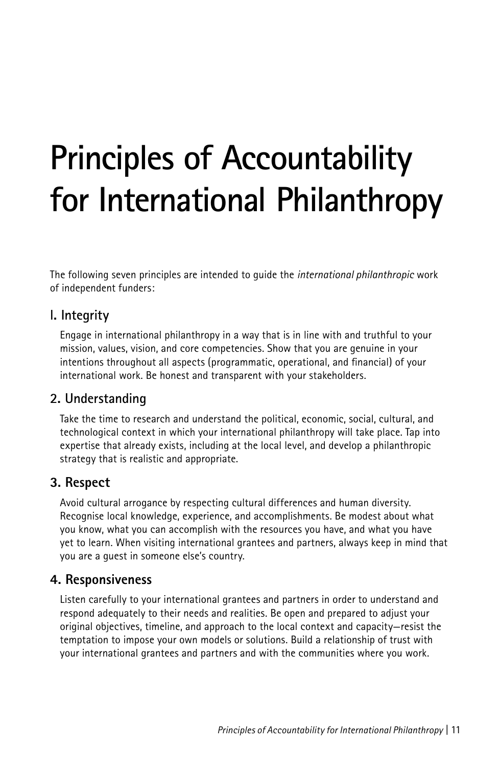# Principles of Accountability for International Philanthropy

The following seven principles are intended to guide the *international philanthropic* work of independent funders:

## I. Integrity

Engage in international philanthropy in a way that is in line with and truthful to your mission, values, vision, and core competencies. Show that you are genuine in your intentions throughout all aspects (programmatic, operational, and financial) of your international work. Be honest and transparent with your stakeholders.

## 2. Understanding

Take the time to research and understand the political, economic, social, cultural, and technological context in which your international philanthropy will take place. Tap into expertise that already exists, including at the local level, and develop a philanthropic strategy that is realistic and appropriate.

## 3. Respect

Avoid cultural arrogance by respecting cultural differences and human diversity. Recognise local knowledge, experience, and accomplishments. Be modest about what you know, what you can accomplish with the resources you have, and what you have yet to learn. When visiting international grantees and partners, always keep in mind that you are a guest in someone else's country.

## 4. Responsiveness

Listen carefully to your international grantees and partners in order to understand and respond adequately to their needs and realities. Be open and prepared to adjust your original objectives, timeline, and approach to the local context and capacity—resist the temptation to impose your own models or solutions. Build a relationship of trust with your international grantees and partners and with the communities where you work.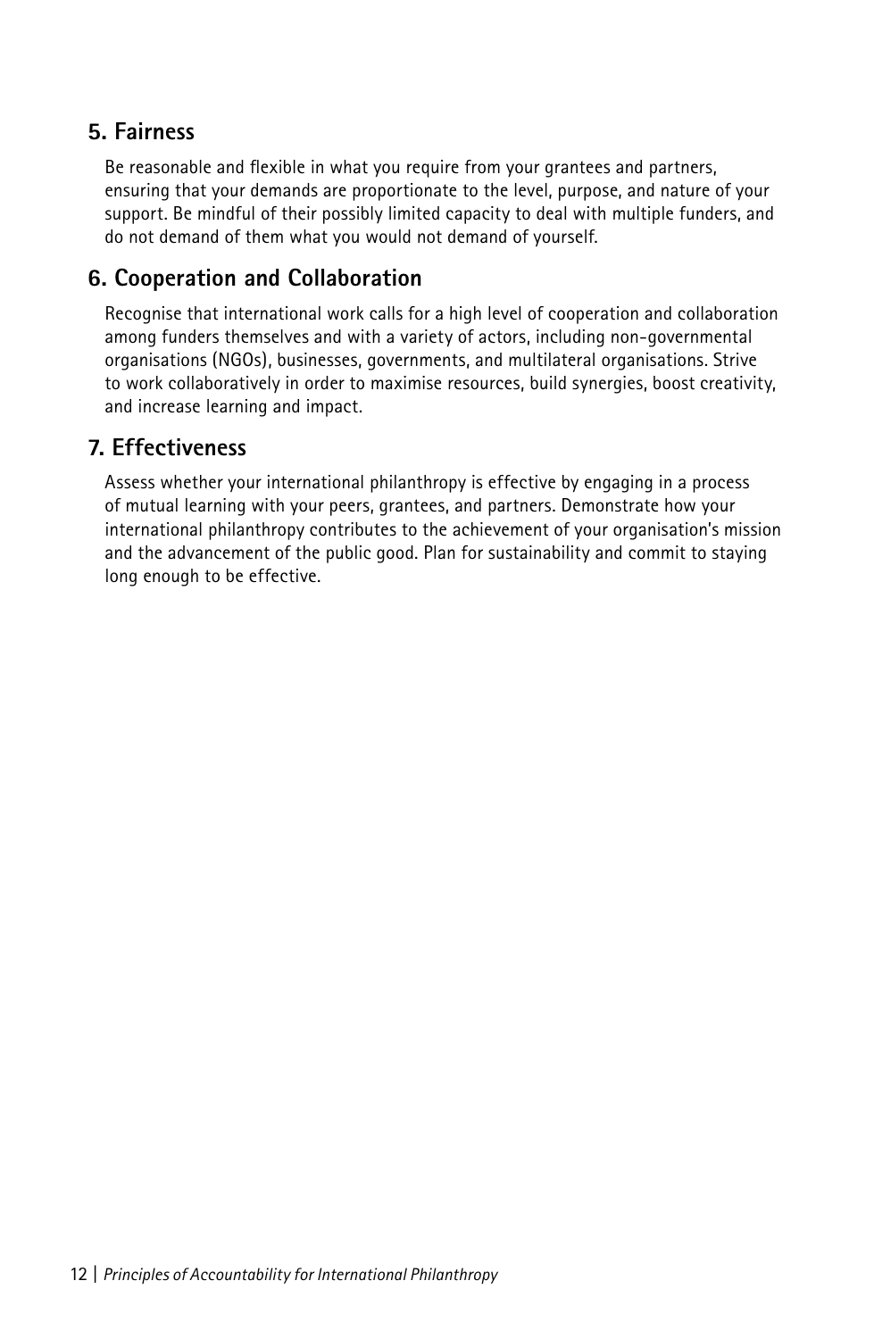## 5. Fairness

Be reasonable and flexible in what you require from your grantees and partners, ensuring that your demands are proportionate to the level, purpose, and nature of your support. Be mindful of their possibly limited capacity to deal with multiple funders, and do not demand of them what you would not demand of yourself.

## 6. Cooperation and Collaboration

Recognise that international work calls for a high level of cooperation and collaboration among funders themselves and with a variety of actors, including non-governmental organisations (NGOs), businesses, governments, and multilateral organisations. Strive to work collaboratively in order to maximise resources, build synergies, boost creativity, and increase learning and impact.

## 7. Effectiveness

Assess whether your international philanthropy is effective by engaging in a process of mutual learning with your peers, grantees, and partners. Demonstrate how your international philanthropy contributes to the achievement of your organisation's mission and the advancement of the public good. Plan for sustainability and commit to staying long enough to be effective.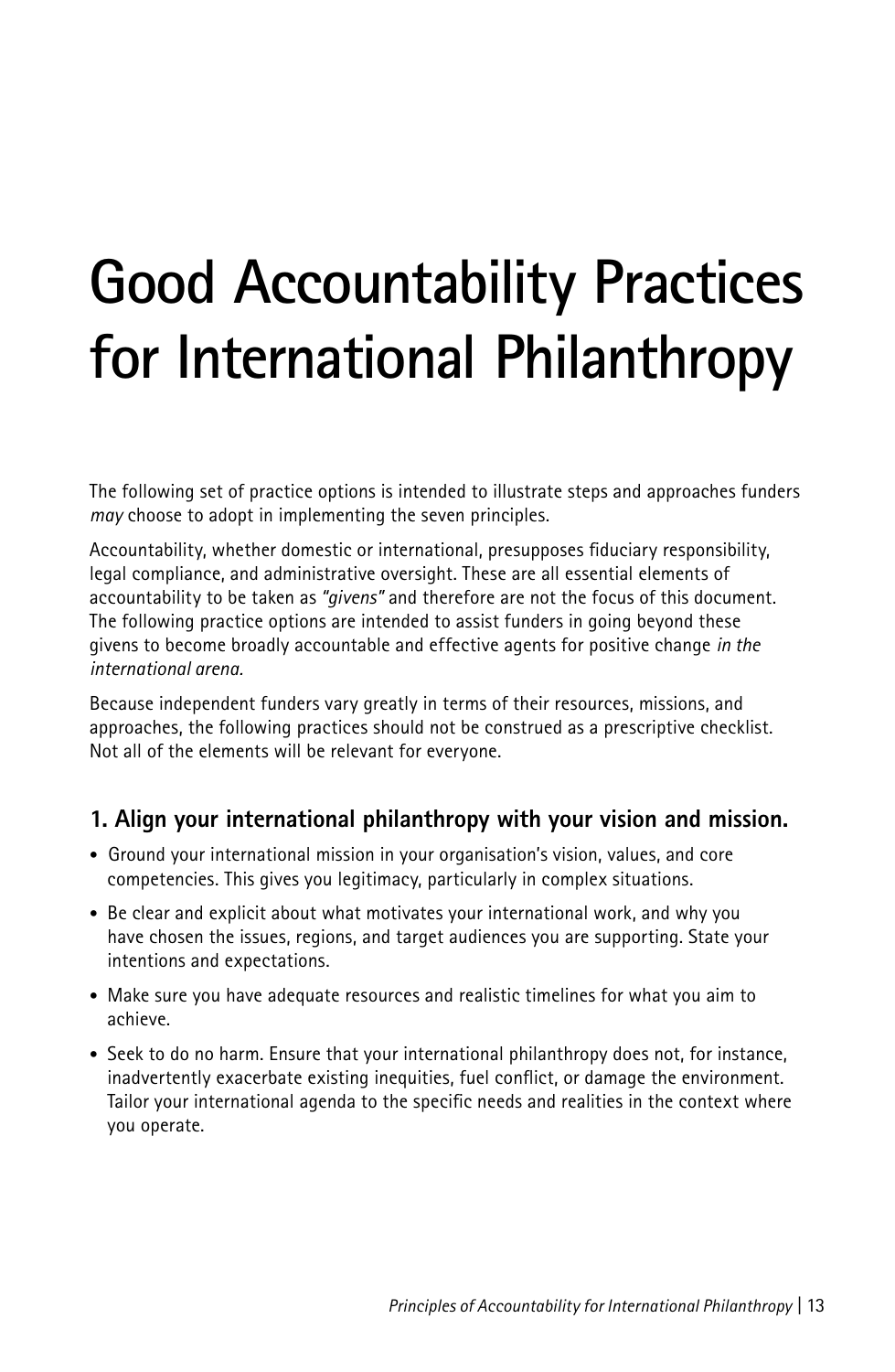# Good Accountability Practices for International Philanthropy

The following set of practice options is intended to illustrate steps and approaches funders *may* choose to adopt in implementing the seven principles.

Accountability, whether domestic or international, presupposes fiduciary responsibility, legal compliance, and administrative oversight. These are all essential elements of accountability to be taken as *"givens"* and therefore are not the focus of this document. The following practice options are intended to assist funders in going beyond these givens to become broadly accountable and effective agents for positive change *in the international arena.*

Because independent funders vary greatly in terms of their resources, missions, and approaches, the following practices should not be construed as a prescriptive checklist. Not all of the elements will be relevant for everyone.

## 1. Align your international philanthropy with your vision and mission.

- Ground your international mission in your organisation's vision, values, and core competencies. This gives you legitimacy, particularly in complex situations.
- Be clear and explicit about what motivates your international work, and why you have chosen the issues, regions, and target audiences you are supporting. State your intentions and expectations.
- Make sure you have adequate resources and realistic timelines for what you aim to achieve.
- Seek to do no harm. Ensure that your international philanthropy does not, for instance, inadvertently exacerbate existing inequities, fuel conflict, or damage the environment. Tailor your international agenda to the specific needs and realities in the context where you operate.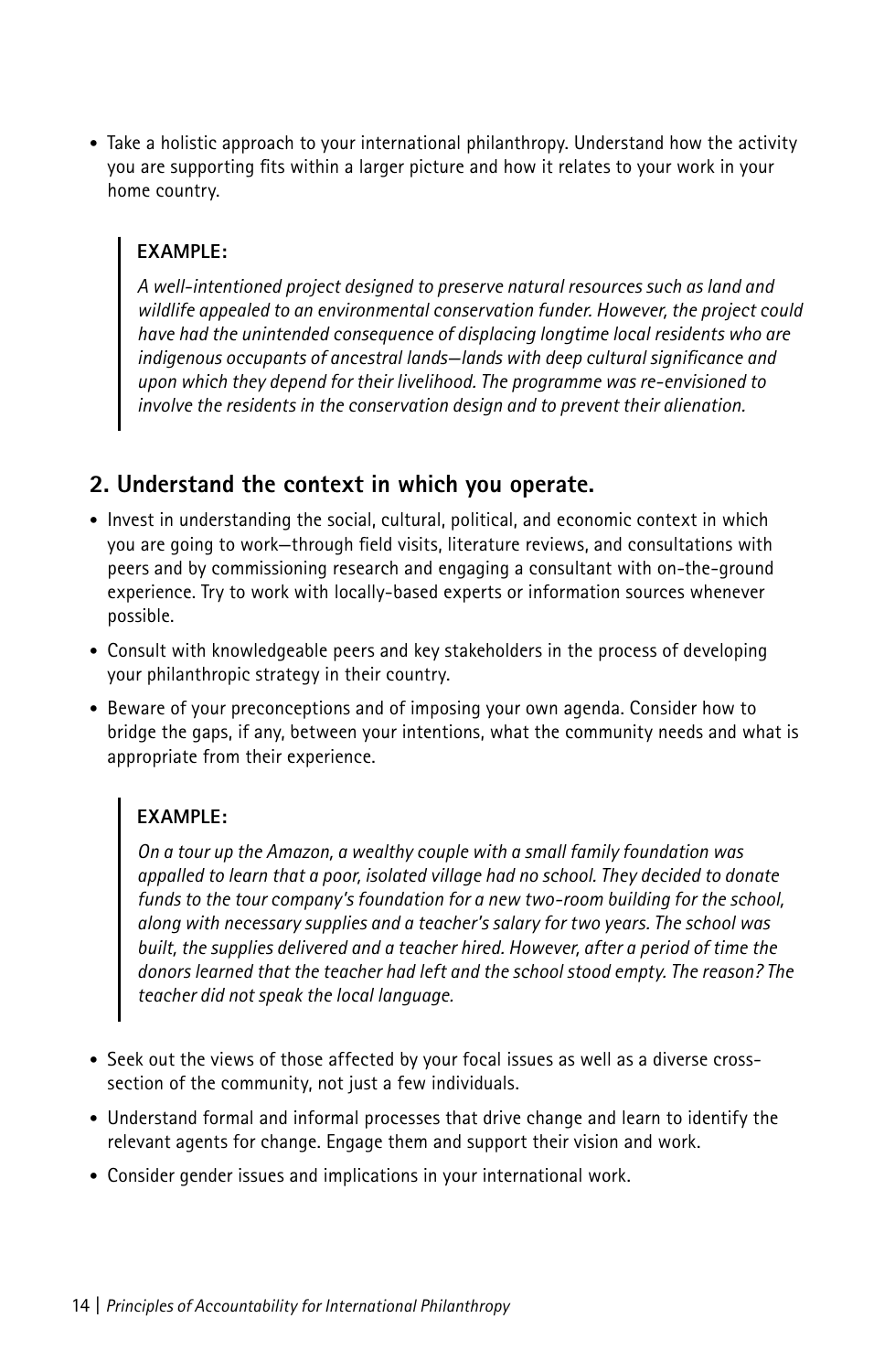- Take a holistic approach to your international philanthropy. Understand how the activity you are supporting fits within a larger picture and how it relates to your work in your home country.

> **EXAMPLE:**
>
> *A well-intentioned project designed to preserve natural resources such as land and wildlife appealed to an environmental conservation funder. However, the project could have had the unintended consequence of displacing longtime local residents who are indigenous occupants of ancestral lands—lands with deep cultural significance and upon which they depend for their livelihood. The programme was re-envisioned to involve the residents in the conservation design and to prevent their alienation.*

## 2. Understand the context in which you operate.

- Invest in understanding the social, cultural, political, and economic context in which you are going to work—through field visits, literature reviews, and consultations with peers and by commissioning research and engaging a consultant with on-the-ground experience. Try to work with locally-based experts or information sources whenever possible.
- Consult with knowledgeable peers and key stakeholders in the process of developing your philanthropic strategy in their country.
- Beware of your preconceptions and of imposing your own agenda. Consider how to bridge the gaps, if any, between your intentions, what the community needs and what is appropriate from their experience.

> **EXAMPLE:**
>
> *On a tour up the Amazon, a wealthy couple with a small family foundation was appalled to learn that a poor, isolated village had no school. They decided to donate funds to the tour company's foundation for a new two-room building for the school, along with necessary supplies and a teacher's salary for two years. The school was built, the supplies delivered and a teacher hired. However, after a period of time the donors learned that the teacher had left and the school stood empty. The reason? The teacher did not speak the local language.*

- Seek out the views of those affected by your focal issues as well as a diverse cross-section of the community, not just a few individuals.
- Understand formal and informal processes that drive change and learn to identify the relevant agents for change. Engage them and support their vision and work.
- Consider gender issues and implications in your international work.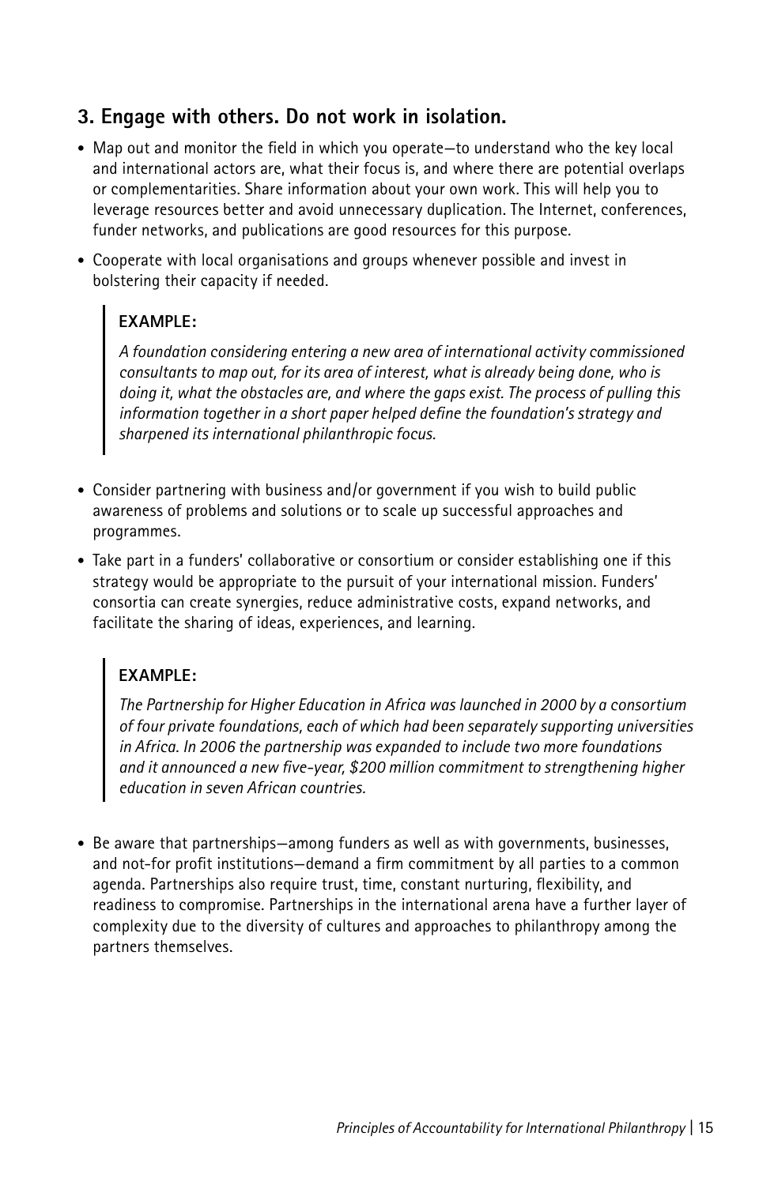## 3. Engage with others. Do not work in isolation.

- Map out and monitor the field in which you operate—to understand who the key local and international actors are, what their focus is, and where there are potential overlaps or complementarities. Share information about your own work. This will help you to leverage resources better and avoid unnecessary duplication. The Internet, conferences, funder networks, and publications are good resources for this purpose.
- Cooperate with local organisations and groups whenever possible and invest in bolstering their capacity if needed.

> **EXAMPLE:**
>
> *A foundation considering entering a new area of international activity commissioned consultants to map out, for its area of interest, what is already being done, who is doing it, what the obstacles are, and where the gaps exist. The process of pulling this information together in a short paper helped define the foundation's strategy and sharpened its international philanthropic focus.*

- Consider partnering with business and/or government if you wish to build public awareness of problems and solutions or to scale up successful approaches and programmes.
- Take part in a funders' collaborative or consortium or consider establishing one if this strategy would be appropriate to the pursuit of your international mission. Funders' consortia can create synergies, reduce administrative costs, expand networks, and facilitate the sharing of ideas, experiences, and learning.

> **EXAMPLE:**
>
> *The Partnership for Higher Education in Africa was launched in 2000 by a consortium of four private foundations, each of which had been separately supporting universities in Africa. In 2006 the partnership was expanded to include two more foundations and it announced a new five-year, $200 million commitment to strengthening higher education in seven African countries.*

- Be aware that partnerships—among funders as well as with governments, businesses, and not-for profit institutions—demand a firm commitment by all parties to a common agenda. Partnerships also require trust, time, constant nurturing, flexibility, and readiness to compromise. Partnerships in the international arena have a further layer of complexity due to the diversity of cultures and approaches to philanthropy among the partners themselves.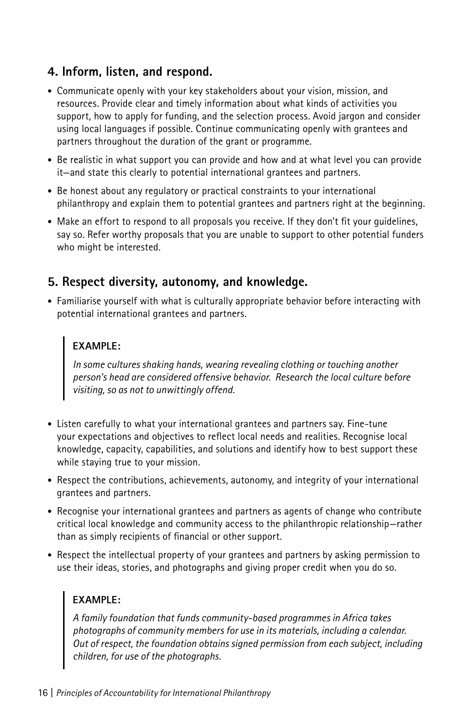## 4. Inform, listen, and respond.

- Communicate openly with your key stakeholders about your vision, mission, and resources. Provide clear and timely information about what kinds of activities you support, how to apply for funding, and the selection process. Avoid jargon and consider using local languages if possible. Continue communicating openly with grantees and partners throughout the duration of the grant or programme.
- Be realistic in what support you can provide and how and at what level you can provide it—and state this clearly to potential international grantees and partners.
- Be honest about any regulatory or practical constraints to your international philanthropy and explain them to potential grantees and partners right at the beginning.
- Make an effort to respond to all proposals you receive. If they don't fit your guidelines, say so. Refer worthy proposals that you are unable to support to other potential funders who might be interested.

## 5. Respect diversity, autonomy, and knowledge.

- Familiarise yourself with what is culturally appropriate behavior before interacting with potential international grantees and partners.

> **EXAMPLE:**
>
> *In some cultures shaking hands, wearing revealing clothing or touching another person's head are considered offensive behavior. Research the local culture before visiting, so as not to unwittingly offend.*

- Listen carefully to what your international grantees and partners say. Fine-tune your expectations and objectives to reflect local needs and realities. Recognise local knowledge, capacity, capabilities, and solutions and identify how to best support these while staying true to your mission.
- Respect the contributions, achievements, autonomy, and integrity of your international grantees and partners.
- Recognise your international grantees and partners as agents of change who contribute critical local knowledge and community access to the philanthropic relationship—rather than as simply recipients of financial or other support.
- Respect the intellectual property of your grantees and partners by asking permission to use their ideas, stories, and photographs and giving proper credit when you do so.

> **EXAMPLE:**
>
> *A family foundation that funds community-based programmes in Africa takes photographs of community members for use in its materials, including a calendar. Out of respect, the foundation obtains signed permission from each subject, including children, for use of the photographs.*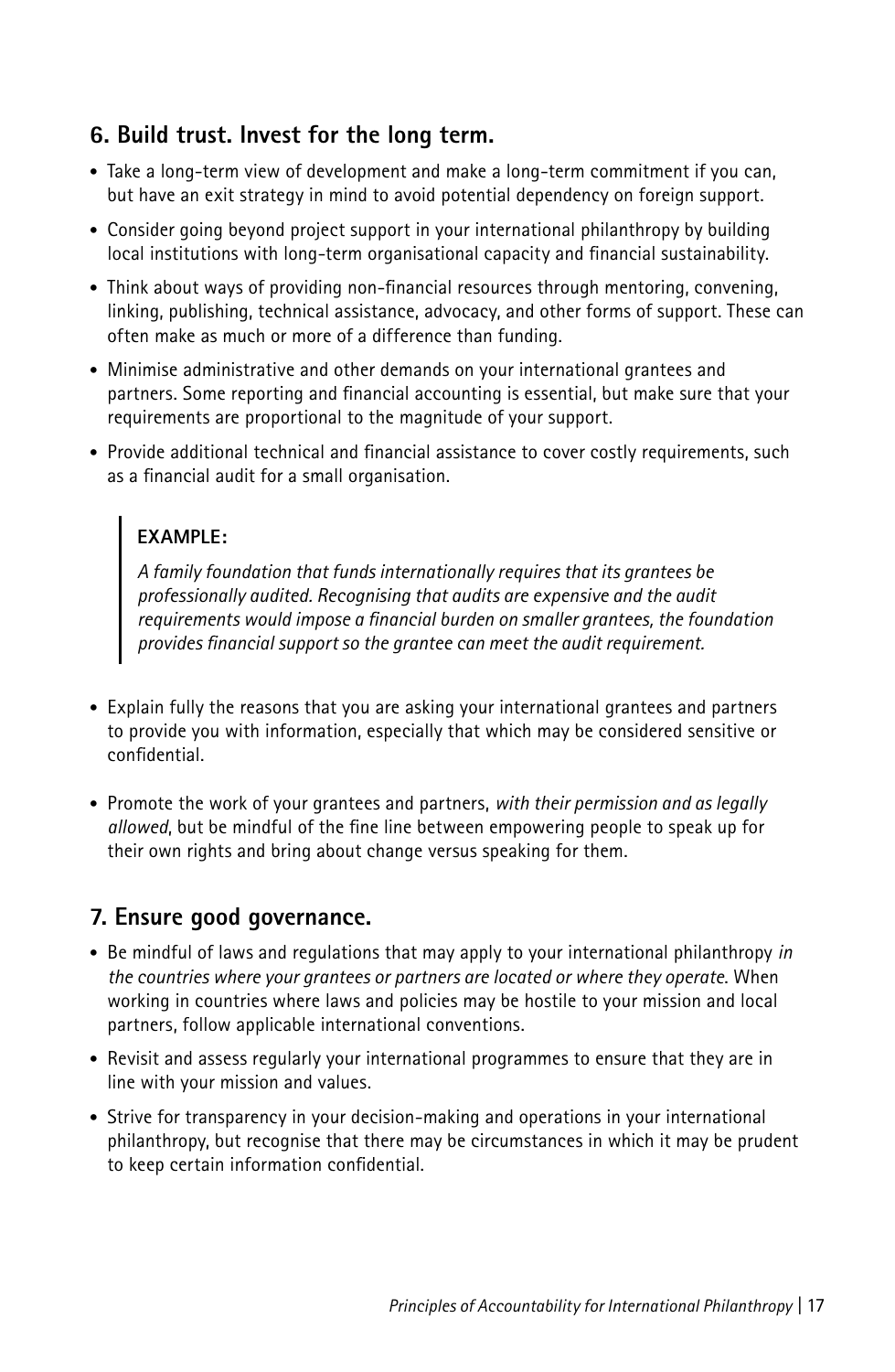## 6. Build trust. Invest for the long term.

- Take a long-term view of development and make a long-term commitment if you can, but have an exit strategy in mind to avoid potential dependency on foreign support.
- Consider going beyond project support in your international philanthropy by building local institutions with long-term organisational capacity and financial sustainability.
- Think about ways of providing non-financial resources through mentoring, convening, linking, publishing, technical assistance, advocacy, and other forms of support. These can often make as much or more of a difference than funding.
- Minimise administrative and other demands on your international grantees and partners. Some reporting and financial accounting is essential, but make sure that your requirements are proportional to the magnitude of your support.
- Provide additional technical and financial assistance to cover costly requirements, such as a financial audit for a small organisation.

> **EXAMPLE:**
>
> *A family foundation that funds internationally requires that its grantees be professionally audited. Recognising that audits are expensive and the audit requirements would impose a financial burden on smaller grantees, the foundation provides financial support so the grantee can meet the audit requirement.*

- Explain fully the reasons that you are asking your international grantees and partners to provide you with information, especially that which may be considered sensitive or confidential.
- Promote the work of your grantees and partners, *with their permission and as legally allowed*, but be mindful of the fine line between empowering people to speak up for their own rights and bring about change versus speaking for them.

## 7. Ensure good governance.

- Be mindful of laws and regulations that may apply to your international philanthropy *in the countries where your grantees or partners are located or where they operate*. When working in countries where laws and policies may be hostile to your mission and local partners, follow applicable international conventions.
- Revisit and assess regularly your international programmes to ensure that they are in line with your mission and values.
- Strive for transparency in your decision-making and operations in your international philanthropy, but recognise that there may be circumstances in which it may be prudent to keep certain information confidential.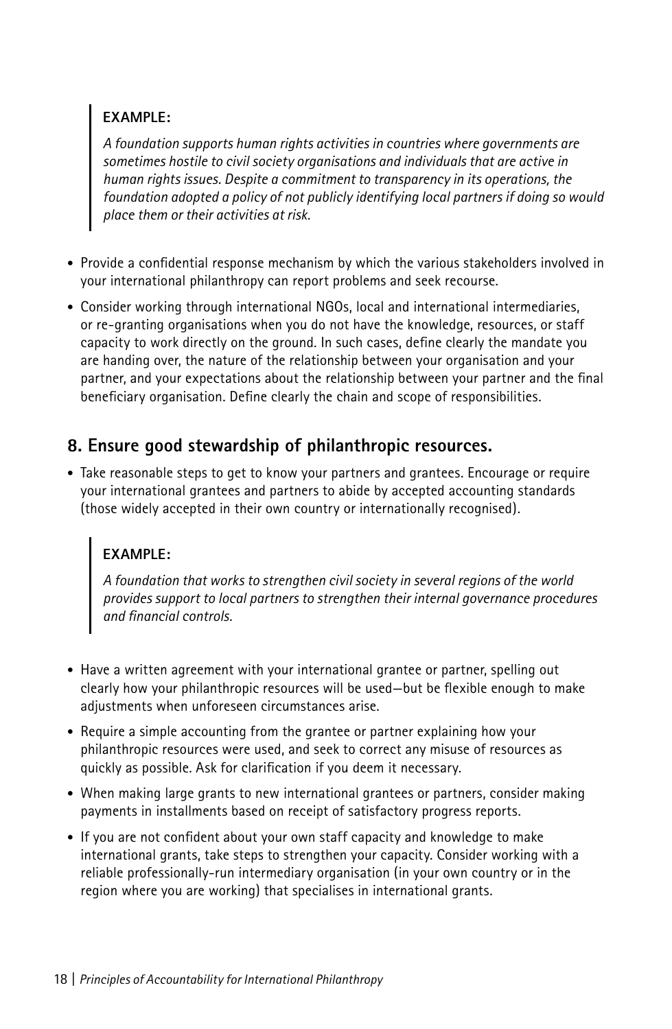> **EXAMPLE:**
>
> *A foundation supports human rights activities in countries where governments are sometimes hostile to civil society organisations and individuals that are active in human rights issues. Despite a commitment to transparency in its operations, the foundation adopted a policy of not publicly identifying local partners if doing so would place them or their activities at risk.*

- Provide a confidential response mechanism by which the various stakeholders involved in your international philanthropy can report problems and seek recourse.
- Consider working through international NGOs, local and international intermediaries, or re-granting organisations when you do not have the knowledge, resources, or staff capacity to work directly on the ground. In such cases, define clearly the mandate you are handing over, the nature of the relationship between your organisation and your partner, and your expectations about the relationship between your partner and the final beneficiary organisation. Define clearly the chain and scope of responsibilities.

## 8. Ensure good stewardship of philanthropic resources.

- Take reasonable steps to get to know your partners and grantees. Encourage or require your international grantees and partners to abide by accepted accounting standards (those widely accepted in their own country or internationally recognised).

> **EXAMPLE:**
>
> *A foundation that works to strengthen civil society in several regions of the world provides support to local partners to strengthen their internal governance procedures and financial controls.*

- Have a written agreement with your international grantee or partner, spelling out clearly how your philanthropic resources will be used—but be flexible enough to make adjustments when unforeseen circumstances arise.
- Require a simple accounting from the grantee or partner explaining how your philanthropic resources were used, and seek to correct any misuse of resources as quickly as possible. Ask for clarification if you deem it necessary.
- When making large grants to new international grantees or partners, consider making payments in installments based on receipt of satisfactory progress reports.
- If you are not confident about your own staff capacity and knowledge to make international grants, take steps to strengthen your capacity. Consider working with a reliable professionally-run intermediary organisation (in your own country or in the region where you are working) that specialises in international grants.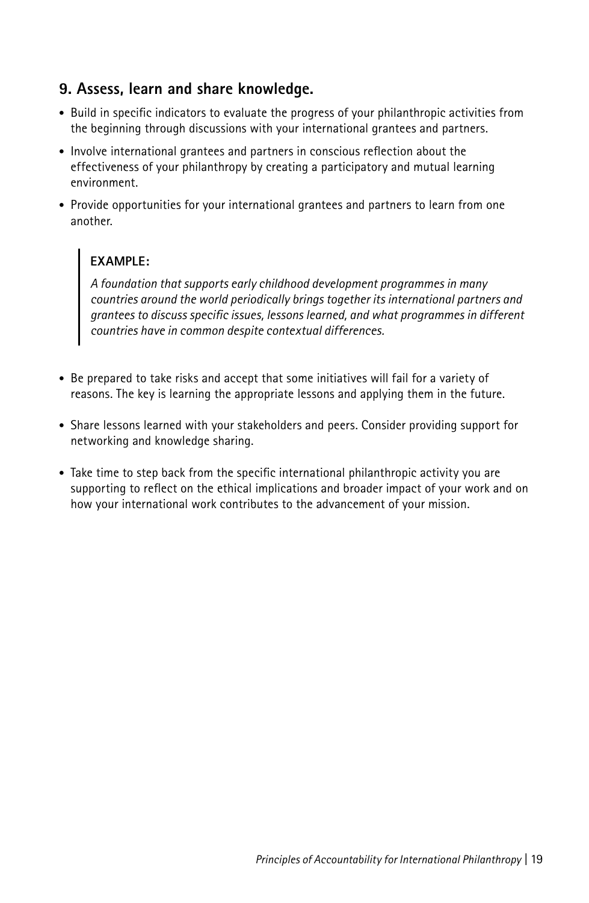## 9. Assess, learn and share knowledge.

- Build in specific indicators to evaluate the progress of your philanthropic activities from the beginning through discussions with your international grantees and partners.
- Involve international grantees and partners in conscious reflection about the effectiveness of your philanthropy by creating a participatory and mutual learning environment.
- Provide opportunities for your international grantees and partners to learn from one another.

> **EXAMPLE:**
>
> *A foundation that supports early childhood development programmes in many countries around the world periodically brings together its international partners and grantees to discuss specific issues, lessons learned, and what programmes in different countries have in common despite contextual differences.*

- Be prepared to take risks and accept that some initiatives will fail for a variety of reasons. The key is learning the appropriate lessons and applying them in the future.
- Share lessons learned with your stakeholders and peers. Consider providing support for networking and knowledge sharing.
- Take time to step back from the specific international philanthropic activity you are supporting to reflect on the ethical implications and broader impact of your work and on how your international work contributes to the advancement of your mission.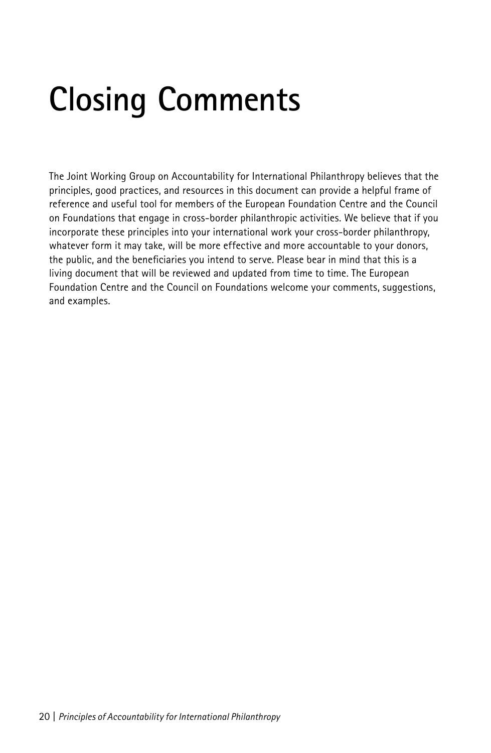# Closing Comments

The Joint Working Group on Accountability for International Philanthropy believes that the principles, good practices, and resources in this document can provide a helpful frame of reference and useful tool for members of the European Foundation Centre and the Council on Foundations that engage in cross-border philanthropic activities. We believe that if you incorporate these principles into your international work your cross-border philanthropy, whatever form it may take, will be more effective and more accountable to your donors, the public, and the beneficiaries you intend to serve. Please bear in mind that this is a living document that will be reviewed and updated from time to time. The European Foundation Centre and the Council on Foundations welcome your comments, suggestions, and examples.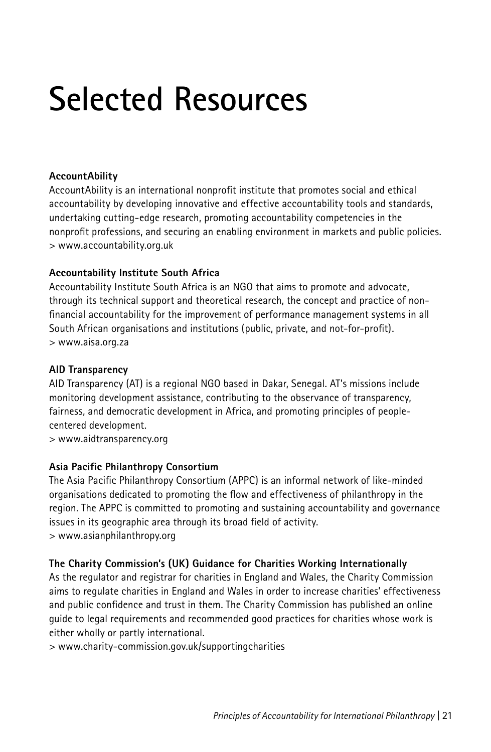# Selected Resources

**AccountAbility**

AccountAbility is an international nonprofit institute that promotes social and ethical accountability by developing innovative and effective accountability tools and standards, undertaking cutting-edge research, promoting accountability competencies in the nonprofit professions, and securing an enabling environment in markets and public policies.
> www.accountability.org.uk

**Accountability Institute South Africa**

Accountability Institute South Africa is an NGO that aims to promote and advocate, through its technical support and theoretical research, the concept and practice of non-financial accountability for the improvement of performance management systems in all South African organisations and institutions (public, private, and not-for-profit).
> www.aisa.org.za

**AID Transparency**

AID Transparency (AT) is a regional NGO based in Dakar, Senegal. AT's missions include monitoring development assistance, contributing to the observance of transparency, fairness, and democratic development in Africa, and promoting principles of people-centered development.
> www.aidtransparency.org

**Asia Pacific Philanthropy Consortium**

The Asia Pacific Philanthropy Consortium (APPC) is an informal network of like-minded organisations dedicated to promoting the flow and effectiveness of philanthropy in the region. The APPC is committed to promoting and sustaining accountability and governance issues in its geographic area through its broad field of activity.
> www.asianphilanthropy.org

**The Charity Commission's (UK) Guidance for Charities Working Internationally**

As the regulator and registrar for charities in England and Wales, the Charity Commission aims to regulate charities in England and Wales in order to increase charities' effectiveness and public confidence and trust in them. The Charity Commission has published an online guide to legal requirements and recommended good practices for charities whose work is either wholly or partly international.
> www.charity-commission.gov.uk/supportingcharities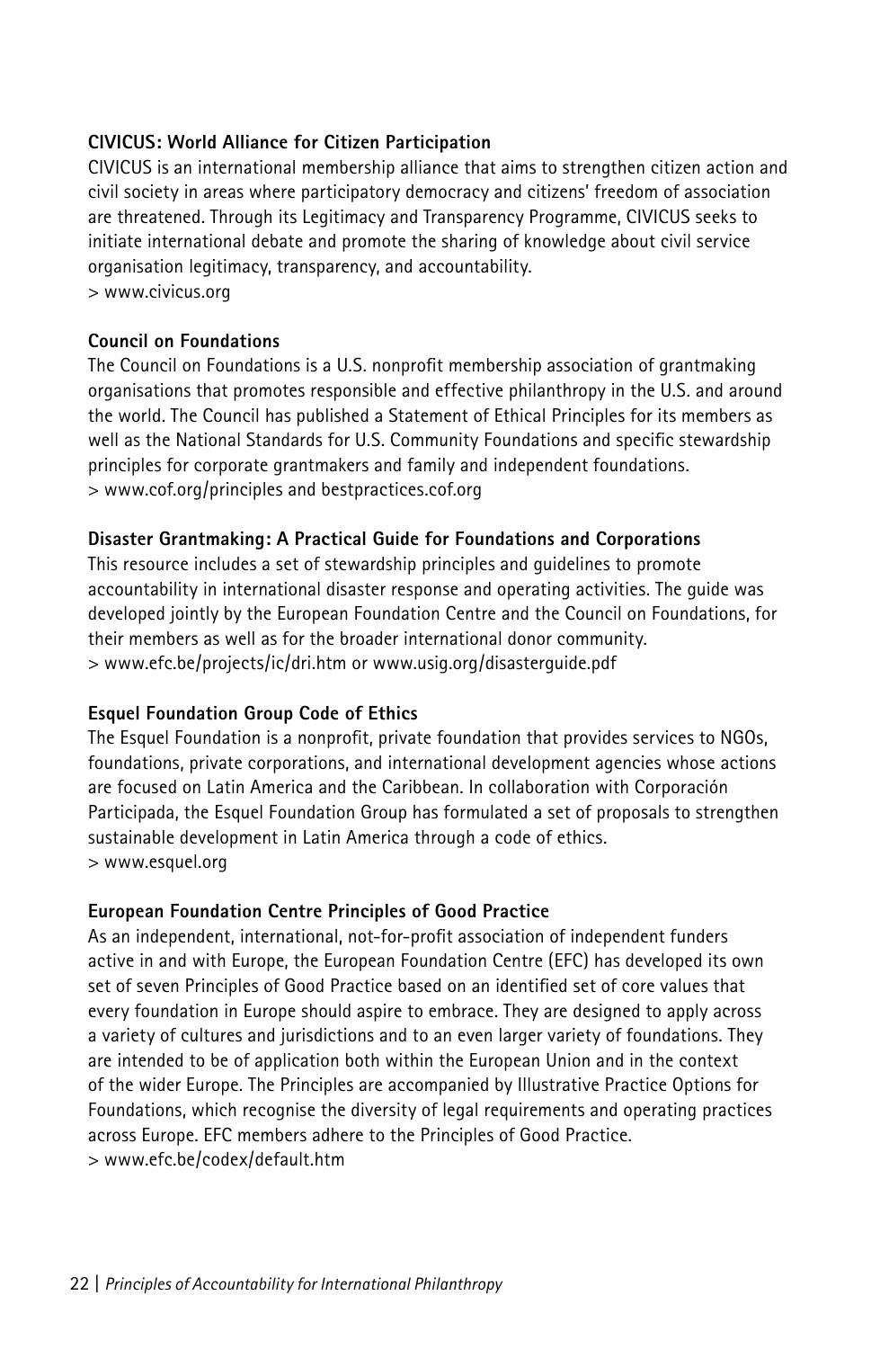**CIVICUS: World Alliance for Citizen Participation**

CIVICUS is an international membership alliance that aims to strengthen citizen action and civil society in areas where participatory democracy and citizens' freedom of association are threatened. Through its Legitimacy and Transparency Programme, CIVICUS seeks to initiate international debate and promote the sharing of knowledge about civil service organisation legitimacy, transparency, and accountability.
> www.civicus.org

**Council on Foundations**

The Council on Foundations is a U.S. nonprofit membership association of grantmaking organisations that promotes responsible and effective philanthropy in the U.S. and around the world. The Council has published a Statement of Ethical Principles for its members as well as the National Standards for U.S. Community Foundations and specific stewardship principles for corporate grantmakers and family and independent foundations.
> www.cof.org/principles and bestpractices.cof.org

**Disaster Grantmaking: A Practical Guide for Foundations and Corporations**

This resource includes a set of stewardship principles and guidelines to promote accountability in international disaster response and operating activities. The guide was developed jointly by the European Foundation Centre and the Council on Foundations, for their members as well as for the broader international donor community.
> www.efc.be/projects/ic/dri.htm or www.usig.org/disasterguide.pdf

**Esquel Foundation Group Code of Ethics**

The Esquel Foundation is a nonprofit, private foundation that provides services to NGOs, foundations, private corporations, and international development agencies whose actions are focused on Latin America and the Caribbean. In collaboration with Corporación Participada, the Esquel Foundation Group has formulated a set of proposals to strengthen sustainable development in Latin America through a code of ethics.
> www.esquel.org

**European Foundation Centre Principles of Good Practice**

As an independent, international, not-for-profit association of independent funders active in and with Europe, the European Foundation Centre (EFC) has developed its own set of seven Principles of Good Practice based on an identified set of core values that every foundation in Europe should aspire to embrace. They are designed to apply across a variety of cultures and jurisdictions and to an even larger variety of foundations. They are intended to be of application both within the European Union and in the context of the wider Europe. The Principles are accompanied by Illustrative Practice Options for Foundations, which recognise the diversity of legal requirements and operating practices across Europe. EFC members adhere to the Principles of Good Practice.
> www.efc.be/codex/default.htm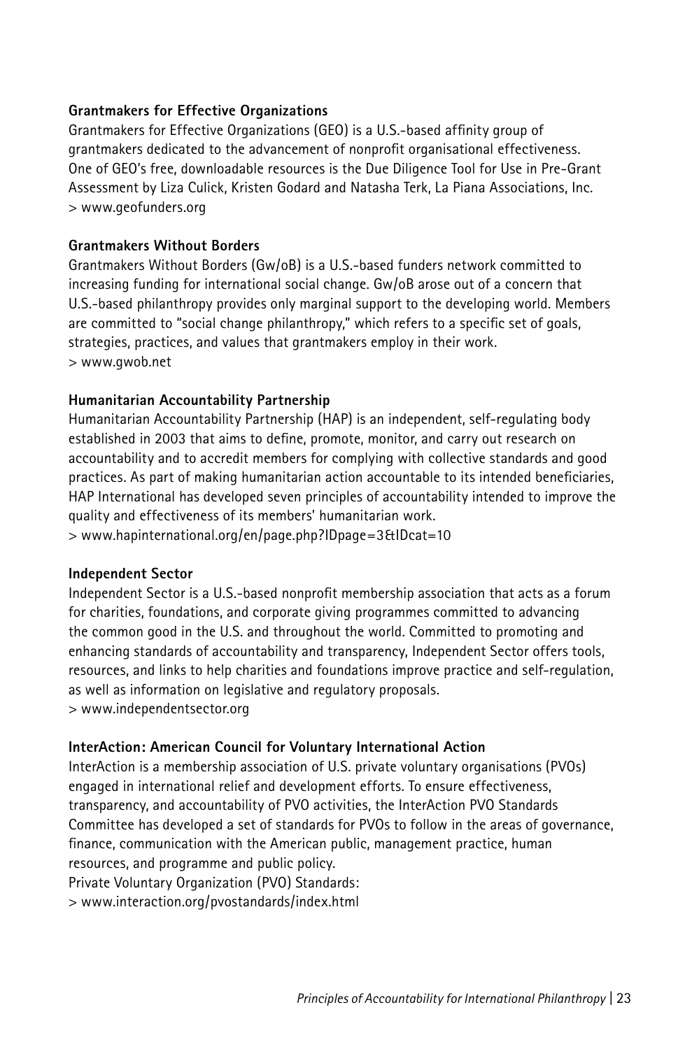**Grantmakers for Effective Organizations**

Grantmakers for Effective Organizations (GEO) is a U.S.-based affinity group of grantmakers dedicated to the advancement of nonprofit organisational effectiveness. One of GEO's free, downloadable resources is the Due Diligence Tool for Use in Pre-Grant Assessment by Liza Culick, Kristen Godard and Natasha Terk, La Piana Associations, Inc.
> www.geofunders.org

**Grantmakers Without Borders**

Grantmakers Without Borders (Gw/oB) is a U.S.-based funders network committed to increasing funding for international social change. Gw/oB arose out of a concern that U.S.-based philanthropy provides only marginal support to the developing world. Members are committed to "social change philanthropy," which refers to a specific set of goals, strategies, practices, and values that grantmakers employ in their work.
> www.gwob.net

**Humanitarian Accountability Partnership**

Humanitarian Accountability Partnership (HAP) is an independent, self-regulating body established in 2003 that aims to define, promote, monitor, and carry out research on accountability and to accredit members for complying with collective standards and good practices. As part of making humanitarian action accountable to its intended beneficiaries, HAP International has developed seven principles of accountability intended to improve the quality and effectiveness of its members' humanitarian work.
> www.hapinternational.org/en/page.php?IDpage=3&IDcat=10

**Independent Sector**

Independent Sector is a U.S.-based nonprofit membership association that acts as a forum for charities, foundations, and corporate giving programmes committed to advancing the common good in the U.S. and throughout the world. Committed to promoting and enhancing standards of accountability and transparency, Independent Sector offers tools, resources, and links to help charities and foundations improve practice and self-regulation, as well as information on legislative and regulatory proposals.
> www.independentsector.org

**InterAction: American Council for Voluntary International Action**

InterAction is a membership association of U.S. private voluntary organisations (PVOs) engaged in international relief and development efforts. To ensure effectiveness, transparency, and accountability of PVO activities, the InterAction PVO Standards Committee has developed a set of standards for PVOs to follow in the areas of governance, finance, communication with the American public, management practice, human resources, and programme and public policy.
Private Voluntary Organization (PVO) Standards:
> www.interaction.org/pvostandards/index.html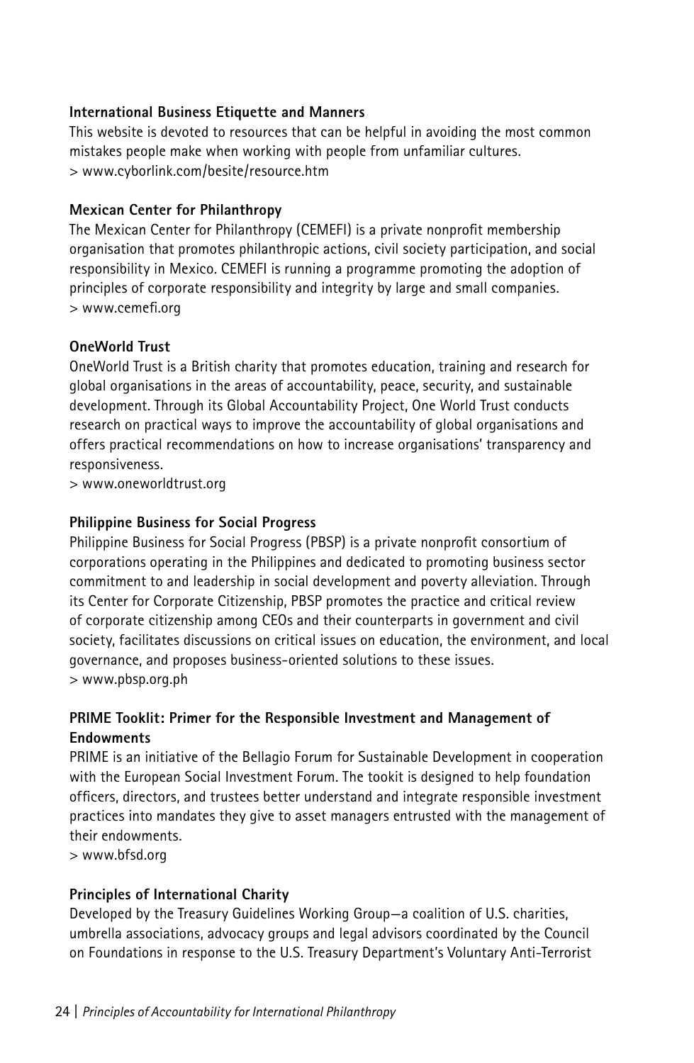**International Business Etiquette and Manners**

This website is devoted to resources that can be helpful in avoiding the most common mistakes people make when working with people from unfamiliar cultures.

> www.cyborlink.com/besite/resource.htm

**Mexican Center for Philanthropy**

The Mexican Center for Philanthropy (CEMEFI) is a private nonprofit membership organisation that promotes philanthropic actions, civil society participation, and social responsibility in Mexico. CEMEFI is running a programme promoting the adoption of principles of corporate responsibility and integrity by large and small companies.

> www.cemefi.org

**OneWorld Trust**

OneWorld Trust is a British charity that promotes education, training and research for global organisations in the areas of accountability, peace, security, and sustainable development. Through its Global Accountability Project, One World Trust conducts research on practical ways to improve the accountability of global organisations and offers practical recommendations on how to increase organisations' transparency and responsiveness.

> www.oneworldtrust.org

**Philippine Business for Social Progress**

Philippine Business for Social Progress (PBSP) is a private nonprofit consortium of corporations operating in the Philippines and dedicated to promoting business sector commitment to and leadership in social development and poverty alleviation. Through its Center for Corporate Citizenship, PBSP promotes the practice and critical review of corporate citizenship among CEOs and their counterparts in government and civil society, facilitates discussions on critical issues on education, the environment, and local governance, and proposes business-oriented solutions to these issues.

> www.pbsp.org.ph

**PRIME Tooklit: Primer for the Responsible Investment and Management of Endowments**

PRIME is an initiative of the Bellagio Forum for Sustainable Development in cooperation with the European Social Investment Forum. The tookit is designed to help foundation officers, directors, and trustees better understand and integrate responsible investment practices into mandates they give to asset managers entrusted with the management of their endowments.

> www.bfsd.org

**Principles of International Charity**

Developed by the Treasury Guidelines Working Group—a coalition of U.S. charities, umbrella associations, advocacy groups and legal advisors coordinated by the Council on Foundations in response to the U.S. Treasury Department's Voluntary Anti-Terrorist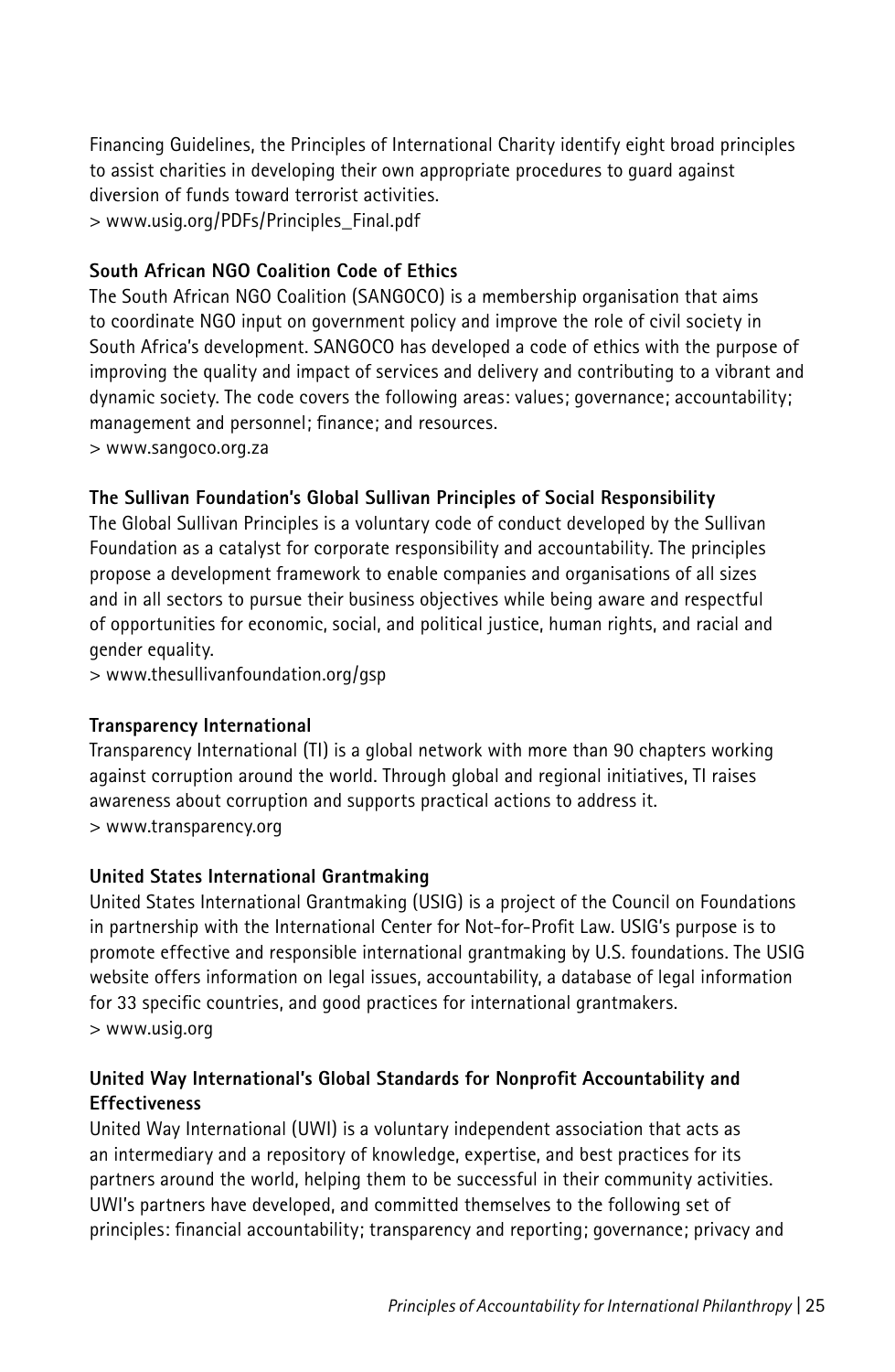Financing Guidelines, the Principles of International Charity identify eight broad principles to assist charities in developing their own appropriate procedures to guard against diversion of funds toward terrorist activities.
> www.usig.org/PDFs/Principles_Final.pdf

**South African NGO Coalition Code of Ethics**
The South African NGO Coalition (SANGOCO) is a membership organisation that aims to coordinate NGO input on government policy and improve the role of civil society in South Africa's development. SANGOCO has developed a code of ethics with the purpose of improving the quality and impact of services and delivery and contributing to a vibrant and dynamic society. The code covers the following areas: values; governance; accountability; management and personnel; finance; and resources.
> www.sangoco.org.za

**The Sullivan Foundation's Global Sullivan Principles of Social Responsibility**
The Global Sullivan Principles is a voluntary code of conduct developed by the Sullivan Foundation as a catalyst for corporate responsibility and accountability. The principles propose a development framework to enable companies and organisations of all sizes and in all sectors to pursue their business objectives while being aware and respectful of opportunities for economic, social, and political justice, human rights, and racial and gender equality.
> www.thesullivanfoundation.org/gsp

**Transparency International**
Transparency International (TI) is a global network with more than 90 chapters working against corruption around the world. Through global and regional initiatives, TI raises awareness about corruption and supports practical actions to address it.
> www.transparency.org

**United States International Grantmaking**
United States International Grantmaking (USIG) is a project of the Council on Foundations in partnership with the International Center for Not-for-Profit Law. USIG's purpose is to promote effective and responsible international grantmaking by U.S. foundations. The USIG website offers information on legal issues, accountability, a database of legal information for 33 specific countries, and good practices for international grantmakers.
> www.usig.org

**United Way International's Global Standards for Nonprofit Accountability and Effectiveness**
United Way International (UWI) is a voluntary independent association that acts as an intermediary and a repository of knowledge, expertise, and best practices for its partners around the world, helping them to be successful in their community activities. UWI's partners have developed, and committed themselves to the following set of principles: financial accountability; transparency and reporting; governance; privacy and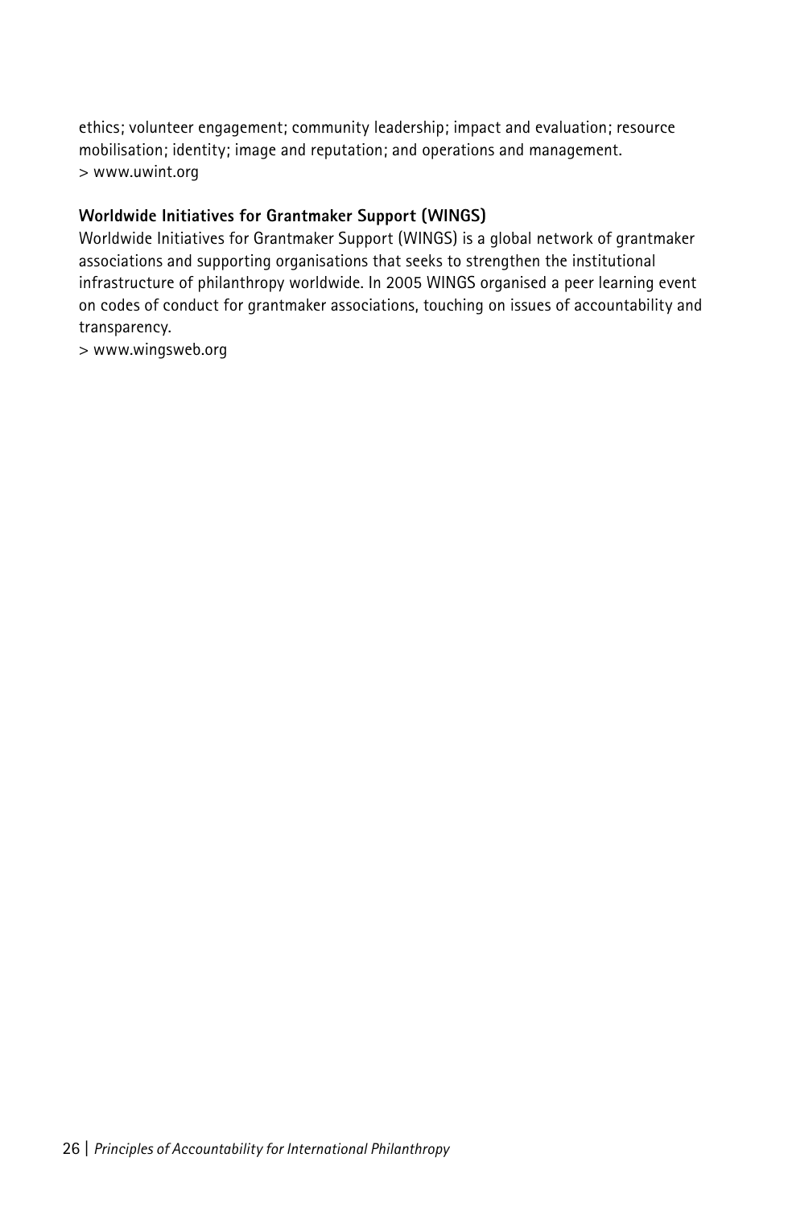ethics; volunteer engagement; community leadership; impact and evaluation; resource mobilisation; identity; image and reputation; and operations and management.
> www.uwint.org

**Worldwide Initiatives for Grantmaker Support (WINGS)**

Worldwide Initiatives for Grantmaker Support (WINGS) is a global network of grantmaker associations and supporting organisations that seeks to strengthen the institutional infrastructure of philanthropy worldwide. In 2005 WINGS organised a peer learning event on codes of conduct for grantmaker associations, touching on issues of accountability and transparency.
> www.wingsweb.org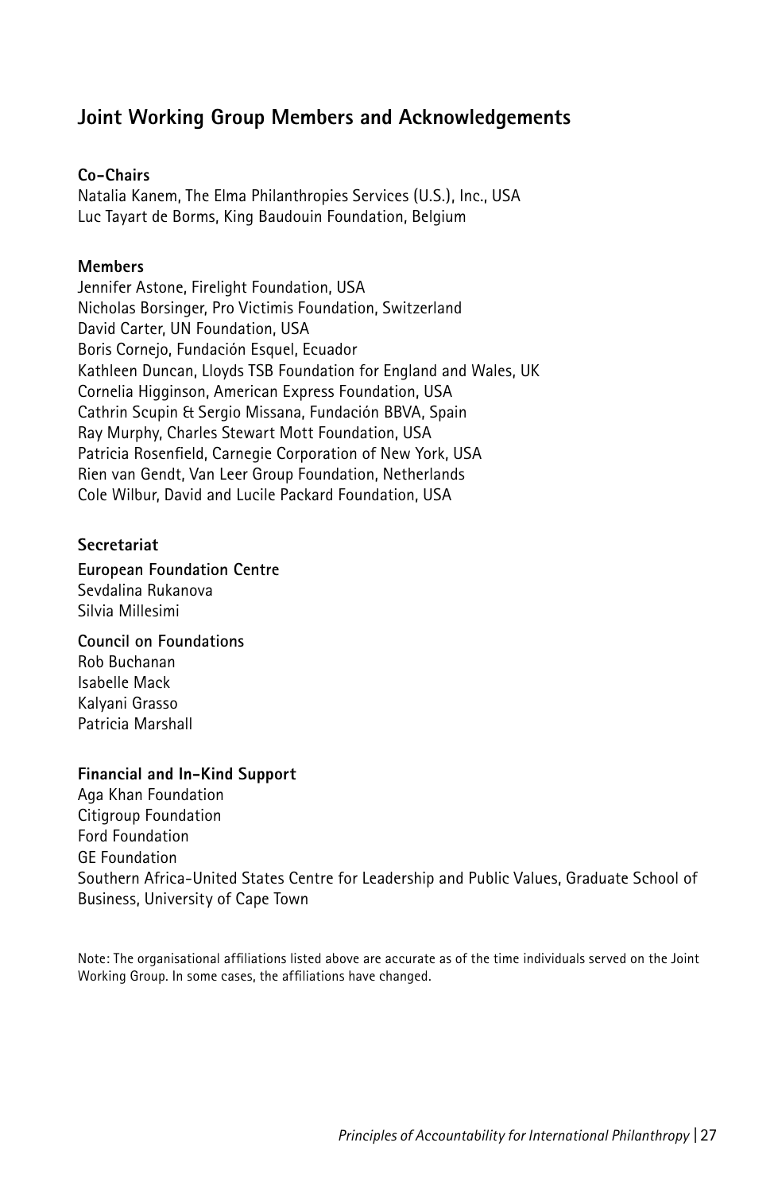## Joint Working Group Members and Acknowledgements

**Co-Chairs**

Natalia Kanem, The Elma Philanthropies Services (U.S.), Inc., USA
Luc Tayart de Borms, King Baudouin Foundation, Belgium

**Members**

Jennifer Astone, Firelight Foundation, USA
Nicholas Borsinger, Pro Victimis Foundation, Switzerland
David Carter, UN Foundation, USA
Boris Cornejo, Fundación Esquel, Ecuador
Kathleen Duncan, Lloyds TSB Foundation for England and Wales, UK
Cornelia Higginson, American Express Foundation, USA
Cathrin Scupin & Sergio Missana, Fundación BBVA, Spain
Ray Murphy, Charles Stewart Mott Foundation, USA
Patricia Rosenfield, Carnegie Corporation of New York, USA
Rien van Gendt, Van Leer Group Foundation, Netherlands
Cole Wilbur, David and Lucile Packard Foundation, USA

**Secretariat**

**European Foundation Centre**
Sevdalina Rukanova
Silvia Millesimi

**Council on Foundations**
Rob Buchanan
Isabelle Mack
Kalyani Grasso
Patricia Marshall

**Financial and In-Kind Support**

Aga Khan Foundation
Citigroup Foundation
Ford Foundation
GE Foundation
Southern Africa-United States Centre for Leadership and Public Values, Graduate School of Business, University of Cape Town

Note: The organisational affiliations listed above are accurate as of the time individuals served on the Joint Working Group. In some cases, the affiliations have changed.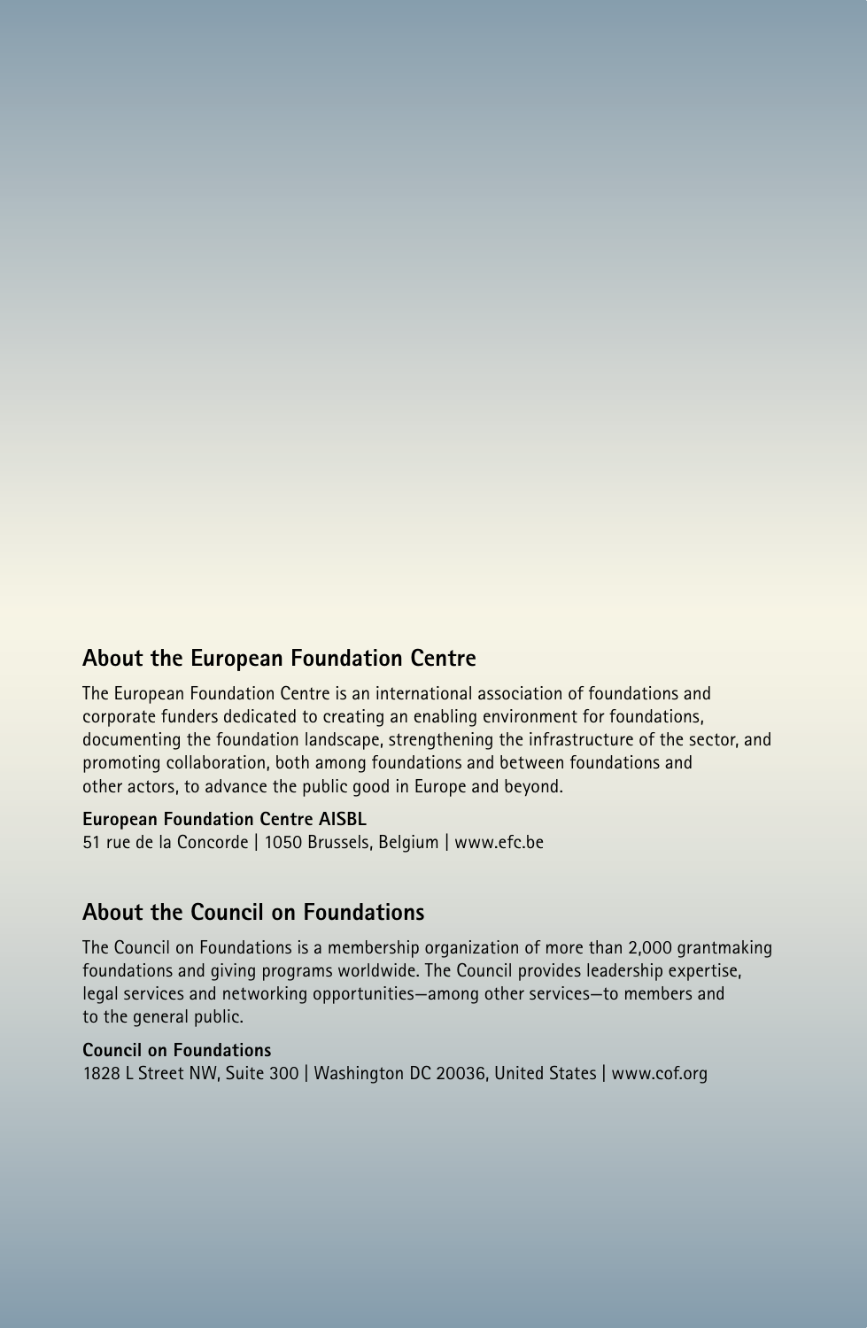## About the European Foundation Centre

The European Foundation Centre is an international association of foundations and corporate funders dedicated to creating an enabling environment for foundations, documenting the foundation landscape, strengthening the infrastructure of the sector, and promoting collaboration, both among foundations and between foundations and other actors, to advance the public good in Europe and beyond.

**European Foundation Centre AISBL**
51 rue de la Concorde | 1050 Brussels, Belgium | www.efc.be

## About the Council on Foundations

The Council on Foundations is a membership organization of more than 2,000 grantmaking foundations and giving programs worldwide. The Council provides leadership expertise, legal services and networking opportunities—among other services—to members and to the general public.

**Council on Foundations**
1828 L Street NW, Suite 300 | Washington DC 20036, United States | www.cof.org